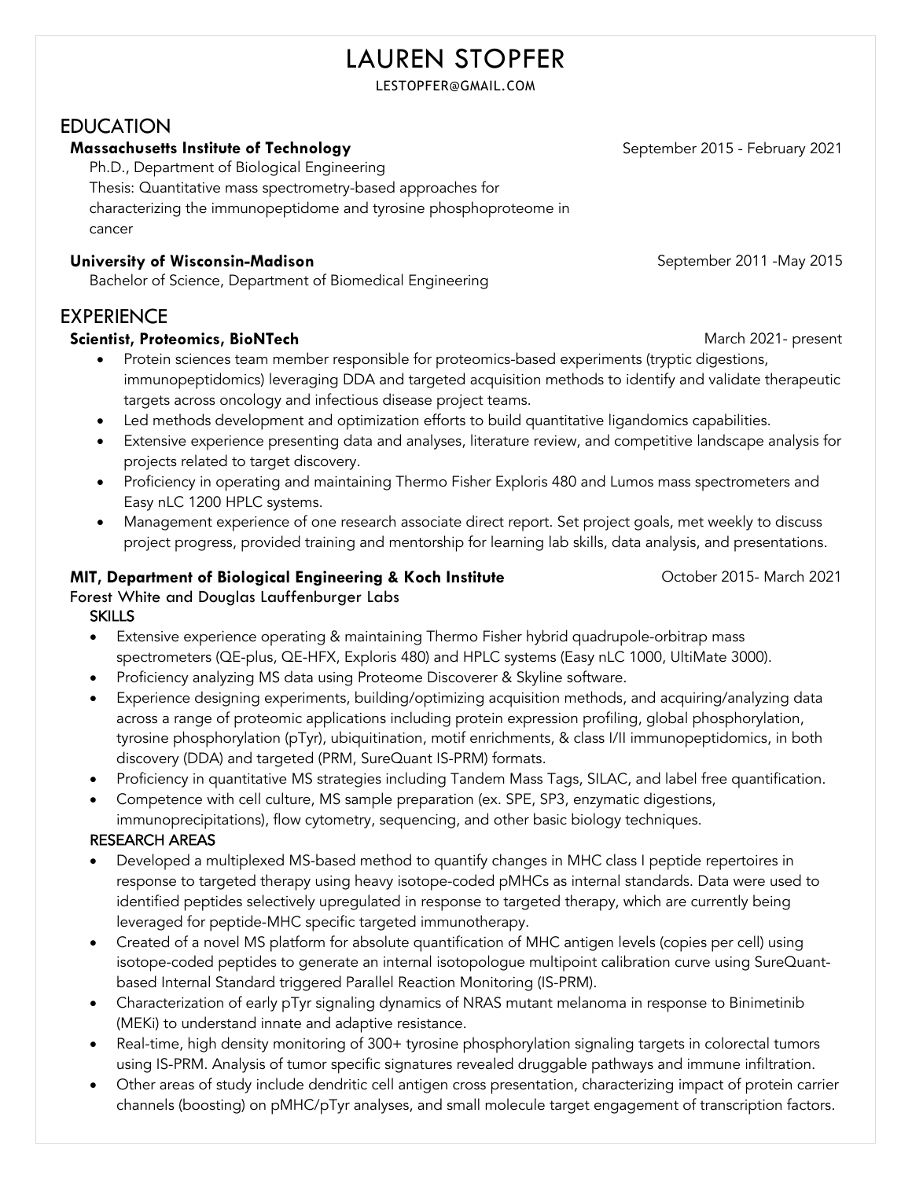# LAUREN STOPFER

LESTOPFER@GMAIL.COM

## EDUCATION

**Massachusetts Institute of Technology** September 2015 - February 2021

Ph.D., Department of Biological Engineering
Thesis: Quantitative mass spectrometry-based approaches for characterizing the immunopeptidome and tyrosine phosphoproteome in cancer

**University of Wisconsin-Madison** September 2011 -May 2015

Bachelor of Science, Department of Biomedical Engineering

## EXPERIENCE

**Scientist, Proteomics, BioNTech** March 2021- present

- Protein sciences team member responsible for proteomics-based experiments (tryptic digestions, immunopeptidomics) leveraging DDA and targeted acquisition methods to identify and validate therapeutic targets across oncology and infectious disease project teams.
- Led methods development and optimization efforts to build quantitative ligandomics capabilities.
- Extensive experience presenting data and analyses, literature review, and competitive landscape analysis for projects related to target discovery.
- Proficiency in operating and maintaining Thermo Fisher Exploris 480 and Lumos mass spectrometers and Easy nLC 1200 HPLC systems.
- Management experience of one research associate direct report. Set project goals, met weekly to discuss project progress, provided training and mentorship for learning lab skills, data analysis, and presentations.

**MIT, Department of Biological Engineering & Koch Institute** October 2015- March 2021

Forest White and Douglas Lauffenburger Labs

SKILLS

- Extensive experience operating & maintaining Thermo Fisher hybrid quadrupole-orbitrap mass spectrometers (QE-plus, QE-HFX, Exploris 480) and HPLC systems (Easy nLC 1000, UltiMate 3000).
- Proficiency analyzing MS data using Proteome Discoverer & Skyline software.
- Experience designing experiments, building/optimizing acquisition methods, and acquiring/analyzing data across a range of proteomic applications including protein expression profiling, global phosphorylation, tyrosine phosphorylation (pTyr), ubiquitination, motif enrichments, & class I/II immunopeptidomics, in both discovery (DDA) and targeted (PRM, SureQuant IS-PRM) formats.
- Proficiency in quantitative MS strategies including Tandem Mass Tags, SILAC, and label free quantification.
- Competence with cell culture, MS sample preparation (ex. SPE, SP3, enzymatic digestions, immunoprecipitations), flow cytometry, sequencing, and other basic biology techniques.

RESEARCH AREAS

- Developed a multiplexed MS-based method to quantify changes in MHC class I peptide repertoires in response to targeted therapy using heavy isotope-coded pMHCs as internal standards. Data were used to identified peptides selectively upregulated in response to targeted therapy, which are currently being leveraged for peptide-MHC specific targeted immunotherapy.
- Created of a novel MS platform for absolute quantification of MHC antigen levels (copies per cell) using isotope-coded peptides to generate an internal isotopologue multipoint calibration curve using SureQuant-based Internal Standard triggered Parallel Reaction Monitoring (IS-PRM).
- Characterization of early pTyr signaling dynamics of NRAS mutant melanoma in response to Binimetinib (MEKi) to understand innate and adaptive resistance.
- Real-time, high density monitoring of 300+ tyrosine phosphorylation signaling targets in colorectal tumors using IS-PRM. Analysis of tumor specific signatures revealed druggable pathways and immune infiltration.
- Other areas of study include dendritic cell antigen cross presentation, characterizing impact of protein carrier channels (boosting) on pMHC/pTyr analyses, and small molecule target engagement of transcription factors.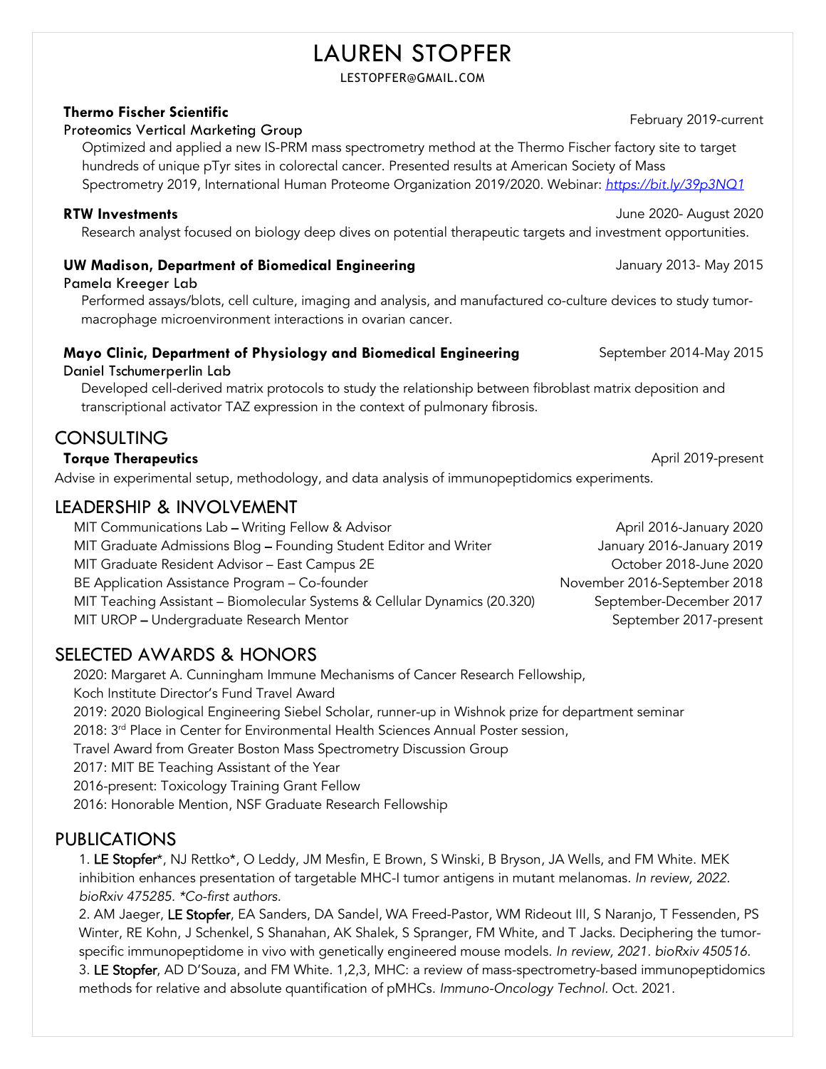# LAUREN STOPFER

LESTOPFER@GMAIL.COM

**Thermo Fischer Scientific** — February 2019-current
Proteomics Vertical Marketing Group

Optimized and applied a new IS-PRM mass spectrometry method at the Thermo Fischer factory site to target hundreds of unique pTyr sites in colorectal cancer. Presented results at American Society of Mass Spectrometry 2019, International Human Proteome Organization 2019/2020. Webinar: *https://bit.ly/39p3NQ1*

**RTW Investments** — June 2020- August 2020

Research analyst focused on biology deep dives on potential therapeutic targets and investment opportunities.

**UW Madison, Department of Biomedical Engineering** — January 2013- May 2015
Pamela Kreeger Lab

Performed assays/blots, cell culture, imaging and analysis, and manufactured co-culture devices to study tumor-macrophage microenvironment interactions in ovarian cancer.

**Mayo Clinic, Department of Physiology and Biomedical Engineering** — September 2014-May 2015
Daniel Tschumerperlin Lab

Developed cell-derived matrix protocols to study the relationship between fibroblast matrix deposition and transcriptional activator TAZ expression in the context of pulmonary fibrosis.

## CONSULTING

**Torque Therapeutics** — April 2019-present

Advise in experimental setup, methodology, and data analysis of immunopeptidomics experiments.

## LEADERSHIP & INVOLVEMENT

- MIT Communications Lab – Writing Fellow & Advisor — April 2016-January 2020
- MIT Graduate Admissions Blog – Founding Student Editor and Writer — January 2016-January 2019
- MIT Graduate Resident Advisor – East Campus 2E — October 2018-June 2020
- BE Application Assistance Program – Co-founder — November 2016-September 2018
- MIT Teaching Assistant – Biomolecular Systems & Cellular Dynamics (20.320) — September-December 2017
- MIT UROP – Undergraduate Research Mentor — September 2017-present

## SELECTED AWARDS & HONORS

2020: Margaret A. Cunningham Immune Mechanisms of Cancer Research Fellowship,
Koch Institute Director's Fund Travel Award
2019: 2020 Biological Engineering Siebel Scholar, runner-up in Wishnok prize for department seminar
2018: 3rd Place in Center for Environmental Health Sciences Annual Poster session,
Travel Award from Greater Boston Mass Spectrometry Discussion Group
2017: MIT BE Teaching Assistant of the Year
2016-present: Toxicology Training Grant Fellow
2016: Honorable Mention, NSF Graduate Research Fellowship

## PUBLICATIONS

1. **LE Stopfer***, NJ Rettko*, O Leddy, JM Mesfin, E Brown, S Winski, B Bryson, JA Wells, and FM White. MEK inhibition enhances presentation of targetable MHC-I tumor antigens in mutant melanomas. *In review, 2022. bioRxiv 475285. *Co-first authors.*
2. AM Jaeger, **LE Stopfer**, EA Sanders, DA Sandel, WA Freed-Pastor, WM Rideout III, S Naranjo, T Fessenden, PS Winter, RE Kohn, J Schenkel, S Shanahan, AK Shalek, S Spranger, FM White, and T Jacks. Deciphering the tumor-specific immunopeptidome in vivo with genetically engineered mouse models. *In review, 2021. bioRxiv 450516.*
3. **LE Stopfer**, AD D'Souza, and FM White. 1,2,3, MHC: a review of mass-spectrometry-based immunopeptidomics methods for relative and absolute quantification of pMHCs. *Immuno-Oncology Technol.* Oct. 2021.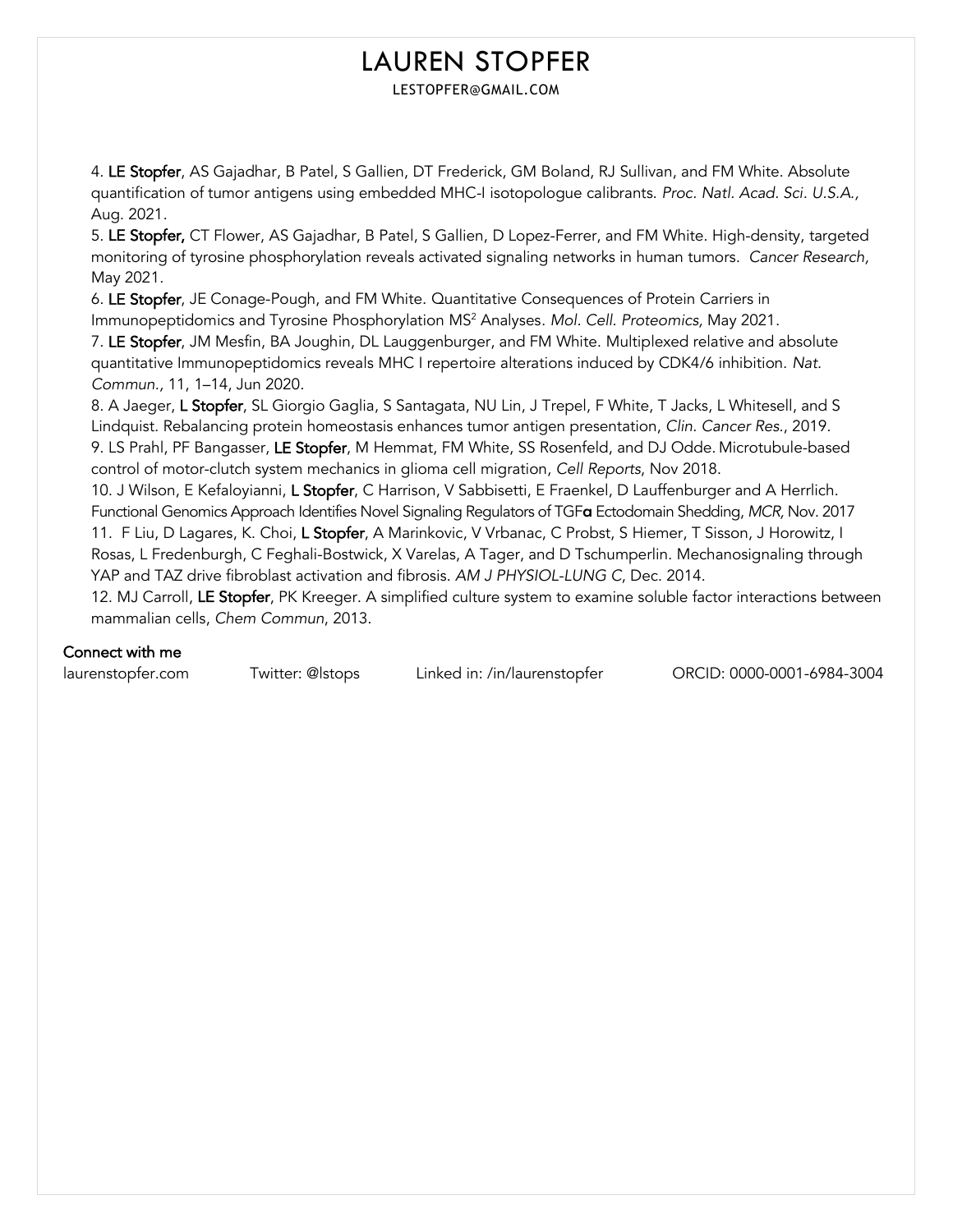# LAUREN STOPFER

LESTOPFER@GMAIL.COM

4. **LE Stopfer**, AS Gajadhar, B Patel, S Gallien, DT Frederick, GM Boland, RJ Sullivan, and FM White. Absolute quantification of tumor antigens using embedded MHC-I isotopologue calibrants. *Proc. Natl. Acad. Sci. U.S.A.,* Aug. 2021.
5. **LE Stopfer,** CT Flower, AS Gajadhar, B Patel, S Gallien, D Lopez-Ferrer, and FM White. High-density, targeted monitoring of tyrosine phosphorylation reveals activated signaling networks in human tumors. *Cancer Research,* May 2021.
6. **LE Stopfer**, JE Conage-Pough, and FM White. Quantitative Consequences of Protein Carriers in Immunopeptidomics and Tyrosine Phosphorylation $MS^2$ Analyses. *Mol. Cell. Proteomics,* May 2021.
7. **LE Stopfer**, JM Mesfin, BA Joughin, DL Lauggenburger, and FM White. Multiplexed relative and absolute quantitative Immunopeptidomics reveals MHC I repertoire alterations induced by CDK4/6 inhibition. *Nat. Commun.,* 11, 1–14, Jun 2020.
8. A Jaeger, **L Stopfer**, SL Giorgio Gaglia, S Santagata, NU Lin, J Trepel, F White, T Jacks, L Whitesell, and S Lindquist. Rebalancing protein homeostasis enhances tumor antigen presentation, *Clin. Cancer Res.*, 2019.
9. LS Prahl, PF Bangasser, **LE Stopfer**, M Hemmat, FM White, SS Rosenfeld, and DJ Odde. Microtubule-based control of motor-clutch system mechanics in glioma cell migration, *Cell Reports*, Nov 2018.
10. J Wilson, E Kefaloyianni, **L Stopfer**, C Harrison, V Sabbisetti, E Fraenkel, D Lauffenburger and A Herrlich. Functional Genomics Approach Identifies Novel Signaling Regulators of TGFα Ectodomain Shedding, *MCR,* Nov. 2017
11. F Liu, D Lagares, K. Choi, **L Stopfer**, A Marinkovic, V Vrbanac, C Probst, S Hiemer, T Sisson, J Horowitz, I Rosas, L Fredenburgh, C Feghali-Bostwick, X Varelas, A Tager, and D Tschumperlin. Mechanosignaling through YAP and TAZ drive fibroblast activation and fibrosis. *AM J PHYSIOL-LUNG C*, Dec. 2014.
12. MJ Carroll, **LE Stopfer**, PK Kreeger. A simplified culture system to examine soluble factor interactions between mammalian cells, *Chem Commun*, 2013.

## Connect with me

laurenstopfer.com    Twitter: @lstops    Linked in: /in/laurenstopfer    ORCID: 0000-0001-6984-3004